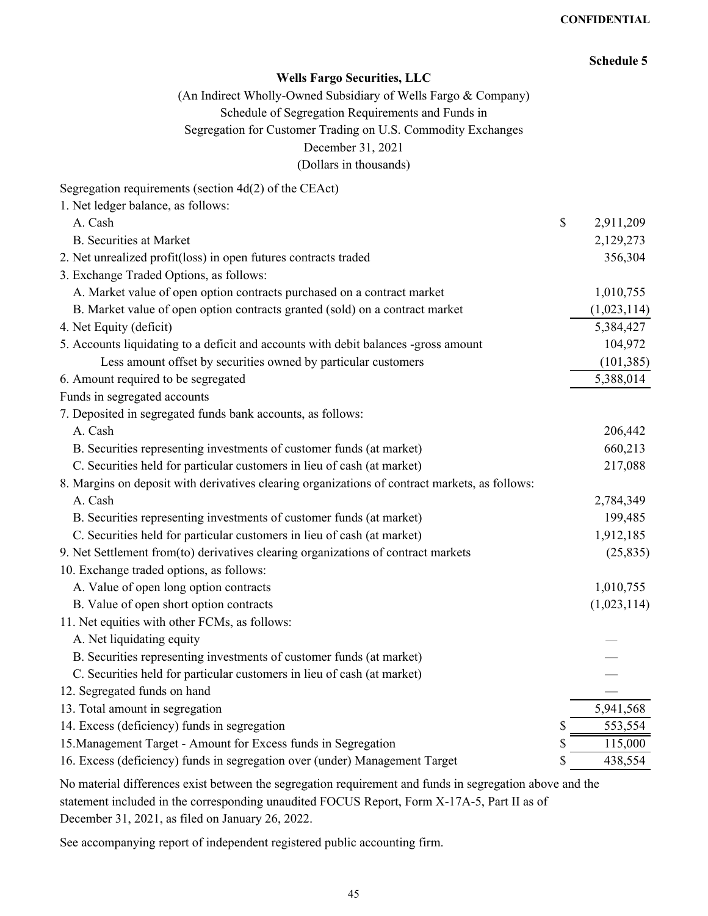CONFIDENTIAL

**Schedule 5**

**Wells Fargo Securities, LLC**

(An Indirect Wholly-Owned Subsidiary of Wells Fargo & Company)
Schedule of Segregation Requirements and Funds in
Segregation for Customer Trading on U.S. Commodity Exchanges
December 31, 2021
(Dollars in thousands)

| | | |
|---|---|---|
| Segregation requirements (section 4d(2) of the CEAct) | | |
| 1. Net ledger balance, as follows: | | |
| A. Cash | $ | 2,911,209 |
| B. Securities at Market | | 2,129,273 |
| 2. Net unrealized profit(loss) in open futures contracts traded | | 356,304 |
| 3. Exchange Traded Options, as follows: | | |
| A. Market value of open option contracts purchased on a contract market | | 1,010,755 |
| B. Market value of open option contracts granted (sold) on a contract market | | (1,023,114) |
| 4. Net Equity (deficit) | | 5,384,427 |
| 5. Accounts liquidating to a deficit and accounts with debit balances -gross amount | | 104,972 |
| Less amount offset by securities owned by particular customers | | (101,385) |
| 6. Amount required to be segregated | | 5,388,014 |
| Funds in segregated accounts | | |
| 7. Deposited in segregated funds bank accounts, as follows: | | |
| A. Cash | | 206,442 |
| B. Securities representing investments of customer funds (at market) | | 660,213 |
| C. Securities held for particular customers in lieu of cash (at market) | | 217,088 |
| 8. Margins on deposit with derivatives clearing organizations of contract markets, as follows: | | |
| A. Cash | | 2,784,349 |
| B. Securities representing investments of customer funds (at market) | | 199,485 |
| C. Securities held for particular customers in lieu of cash (at market) | | 1,912,185 |
| 9. Net Settlement from(to) derivatives clearing organizations of contract markets | | (25,835) |
| 10. Exchange traded options, as follows: | | |
| A. Value of open long option contracts | | 1,010,755 |
| B. Value of open short option contracts | | (1,023,114) |
| 11. Net equities with other FCMs, as follows: | | |
| A. Net liquidating equity | | — |
| B. Securities representing investments of customer funds (at market) | | — |
| C. Securities held for particular customers in lieu of cash (at market) | | — |
| 12. Segregated funds on hand | | — |
| 13. Total amount in segregation | | 5,941,568 |
| 14. Excess (deficiency) funds in segregation | $ | 553,554 |
| 15.Management Target - Amount for Excess funds in Segregation | $ | 115,000 |
| 16. Excess (deficiency) funds in segregation over (under) Management Target | $ | 438,554 |

No material differences exist between the segregation requirement and funds in segregation above and the statement included in the corresponding unaudited FOCUS Report, Form X-17A-5, Part II as of December 31, 2021, as filed on January 26, 2022.

See accompanying report of independent registered public accounting firm.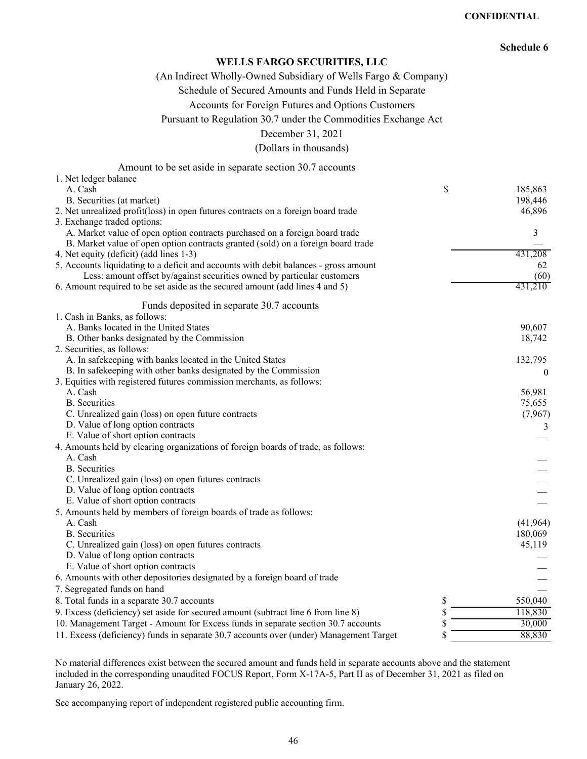**CONFIDENTIAL**

**Schedule 6**

# WELLS FARGO SECURITIES, LLC

(An Indirect Wholly-Owned Subsidiary of Wells Fargo & Company)

Schedule of Secured Amounts and Funds Held in Separate

Accounts for Foreign Futures and Options Customers

Pursuant to Regulation 30.7 under the Commodities Exchange Act

December 31, 2021

(Dollars in thousands)

| Amount to be set aside in separate section 30.7 accounts | | |
|---|---|---|
| 1. Net ledger balance | | |
| A. Cash | $ | 185,863 |
| B. Securities (at market) | | 198,446 |
| 2. Net unrealized profit(loss) in open futures contracts on a foreign board trade | | 46,896 |
| 3. Exchange traded options: | | |
| A. Market value of open option contracts purchased on a foreign board trade | | 3 |
| B. Market value of open option contracts granted (sold) on a foreign board trade | | — |
| 4. Net equity (deficit) (add lines 1-3) | | 431,208 |
| 5. Accounts liquidating to a deficit and accounts with debit balances - gross amount | | 62 |
| Less: amount offset by/against securities owned by particular customers | | (60) |
| 6. Amount required to be set aside as the secured amount (add lines 4 and 5) | | 431,210 |
| **Funds deposited in separate 30.7 accounts** | | |
| 1. Cash in Banks, as follows: | | |
| A. Banks located in the United States | | 90,607 |
| B. Other banks designated by the Commission | | 18,742 |
| 2. Securities, as follows: | | |
| A. In safekeeping with banks located in the United States | | 132,795 |
| B. In safekeeping with other banks designated by the Commission | | 0 |
| 3. Equities with registered futures commission merchants, as follows: | | |
| A. Cash | | 56,981 |
| B. Securities | | 75,655 |
| C. Unrealized gain (loss) on open future contracts | | (7,967) |
| D. Value of long option contracts | | 3 |
| E. Value of short option contracts | | — |
| 4. Amounts held by clearing organizations of foreign boards of trade, as follows: | | |
| A. Cash | | — |
| B. Securities | | — |
| C. Unrealized gain (loss) on open futures contracts | | — |
| D. Value of long option contracts | | — |
| E. Value of short option contracts | | — |
| 5. Amounts held by members of foreign boards of trade as follows: | | |
| A. Cash | | (41,964) |
| B. Securities | | 180,069 |
| C. Unrealized gain (loss) on open futures contracts | | 45,119 |
| D. Value of long option contracts | | — |
| E. Value of short option contracts | | — |
| 6. Amounts with other depositories designated by a foreign board of trade | | — |
| 7. Segregated funds on hand | | — |
| 8. Total funds in a separate 30.7 accounts | $ | 550,040 |
| 9. Excess (deficiency) set aside for secured amount (subtract line 6 from line 8) | $ | 118,830 |
| 10. Management Target - Amount for Excess funds in separate section 30.7 accounts | $ | 30,000 |
| 11. Excess (deficiency) funds in separate 30.7 accounts over (under) Management Target | $ | 88,830 |

No material differences exist between the secured amount and funds held in separate accounts above and the statement included in the corresponding unaudited FOCUS Report, Form X-17A-5, Part II as of December 31, 2021 as filed on January 26, 2022.

See accompanying report of independent registered public accounting firm.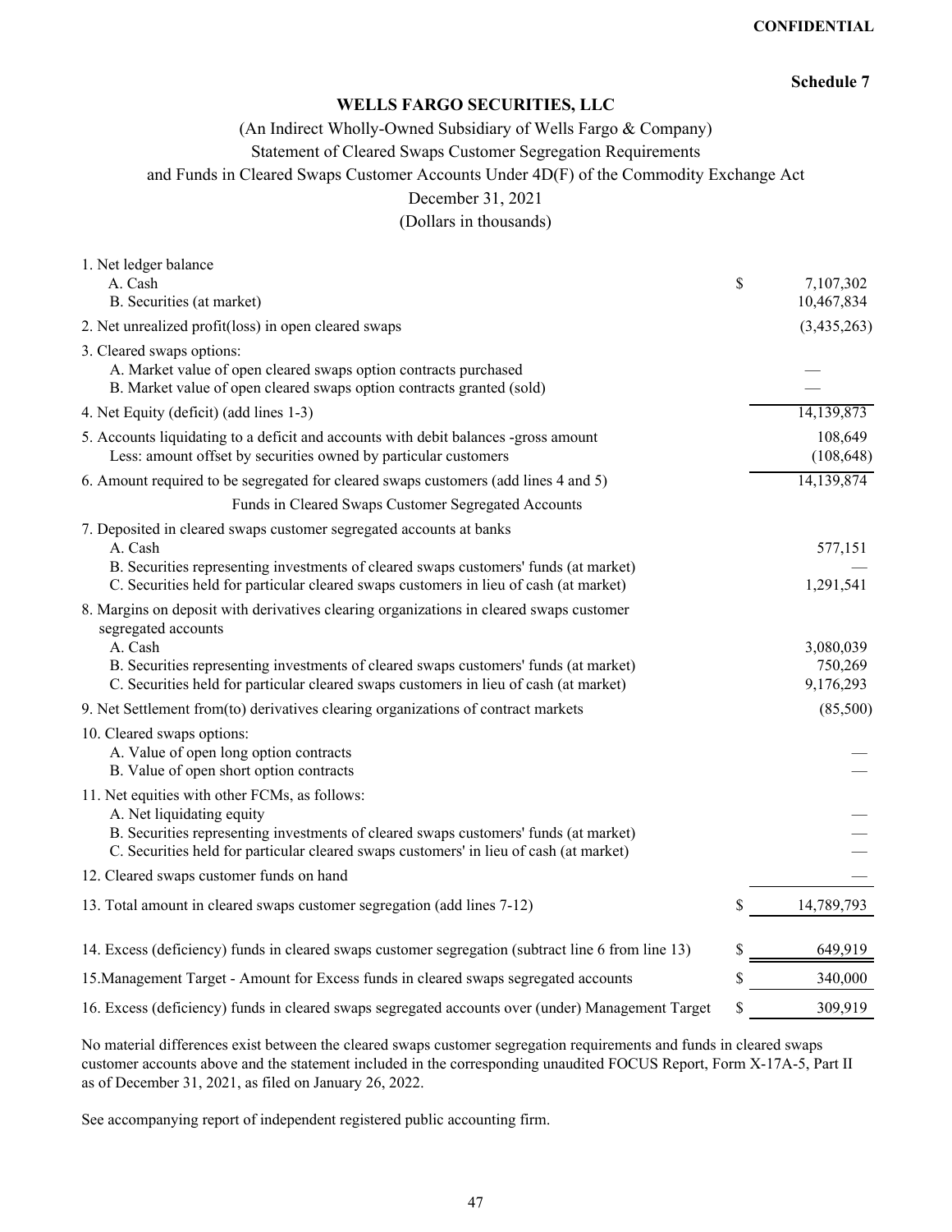CONFIDENTIAL

**Schedule 7**

## WELLS FARGO SECURITIES, LLC

(An Indirect Wholly-Owned Subsidiary of Wells Fargo & Company)

Statement of Cleared Swaps Customer Segregation Requirements

and Funds in Cleared Swaps Customer Accounts Under 4D(F) of the Commodity Exchange Act

December 31, 2021

(Dollars in thousands)

| | | |
|---|---|---|
| 1. Net ledger balance | | |
| A. Cash | $ | 7,107,302 |
| B. Securities (at market) | | 10,467,834 |
| 2. Net unrealized profit(loss) in open cleared swaps | | (3,435,263) |
| 3. Cleared swaps options: | | |
| A. Market value of open cleared swaps option contracts purchased | | — |
| B. Market value of open cleared swaps option contracts granted (sold) | | — |
| 4. Net Equity (deficit) (add lines 1-3) | | 14,139,873 |
| 5. Accounts liquidating to a deficit and accounts with debit balances -gross amount | | 108,649 |
| Less: amount offset by securities owned by particular customers | | (108,648) |
| 6. Amount required to be segregated for cleared swaps customers (add lines 4 and 5) | | 14,139,874 |
| Funds in Cleared Swaps Customer Segregated Accounts | | |
| 7. Deposited in cleared swaps customer segregated accounts at banks | | |
| A. Cash | | 577,151 |
| B. Securities representing investments of cleared swaps customers' funds (at market) | | — |
| C. Securities held for particular cleared swaps customers in lieu of cash (at market) | | 1,291,541 |
| 8. Margins on deposit with derivatives clearing organizations in cleared swaps customer segregated accounts | | |
| A. Cash | | 3,080,039 |
| B. Securities representing investments of cleared swaps customers' funds (at market) | | 750,269 |
| C. Securities held for particular cleared swaps customers in lieu of cash (at market) | | 9,176,293 |
| 9. Net Settlement from(to) derivatives clearing organizations of contract markets | | (85,500) |
| 10. Cleared swaps options: | | |
| A. Value of open long option contracts | | — |
| B. Value of open short option contracts | | — |
| 11. Net equities with other FCMs, as follows: | | |
| A. Net liquidating equity | | — |
| B. Securities representing investments of cleared swaps customers' funds (at market) | | — |
| C. Securities held for particular cleared swaps customers' in lieu of cash (at market) | | — |
| 12. Cleared swaps customer funds on hand | | — |
| 13. Total amount in cleared swaps customer segregation (add lines 7-12) | $ | 14,789,793 |
| 14. Excess (deficiency) funds in cleared swaps customer segregation (subtract line 6 from line 13) | $ | 649,919 |
| 15.Management Target - Amount for Excess funds in cleared swaps segregated accounts | $ | 340,000 |
| 16. Excess (deficiency) funds in cleared swaps segregated accounts over (under) Management Target | $ | 309,919 |

No material differences exist between the cleared swaps customer segregation requirements and funds in cleared swaps customer accounts above and the statement included in the corresponding unaudited FOCUS Report, Form X-17A-5, Part II as of December 31, 2021, as filed on January 26, 2022.

See accompanying report of independent registered public accounting firm.